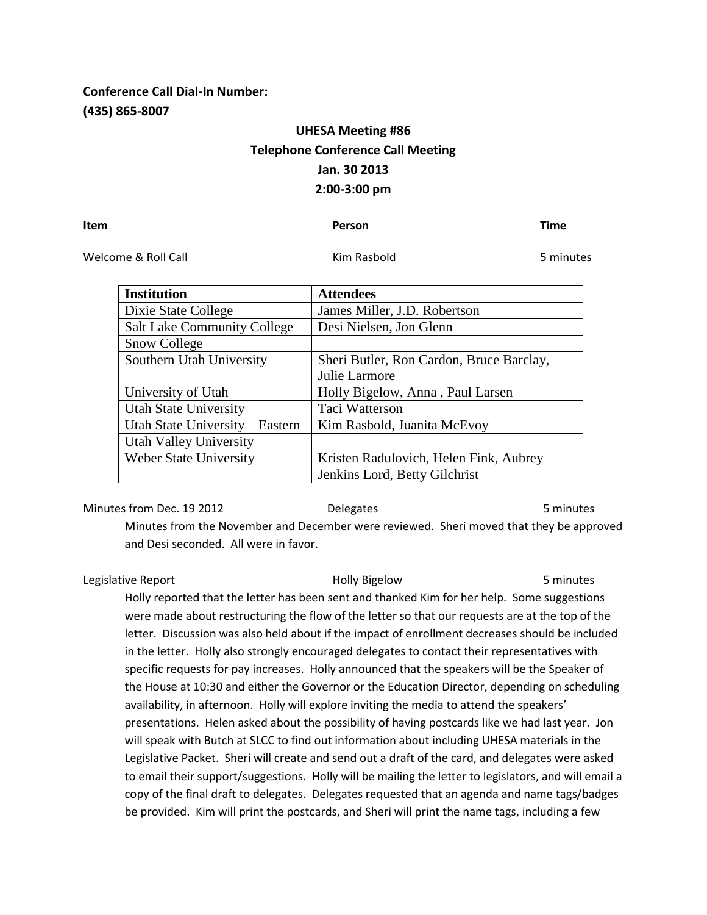**Conference Call Dial-In Number:**
**(435) 865-8007**

**UHESA Meeting #86**
**Telephone Conference Call Meeting**
**Jan. 30 2013**
**2:00-3:00 pm**

| **Item** | **Person** | **Time** |
|---|---|---|
| Welcome & Roll Call | Kim Rasbold | 5 minutes |

| **Institution** | **Attendees** |
|---|---|
| Dixie State College | James Miller, J.D. Robertson |
| Salt Lake Community College | Desi Nielsen, Jon Glenn |
| Snow College | |
| Southern Utah University | Sheri Butler, Ron Cardon, Bruce Barclay, Julie Larmore |
| University of Utah | Holly Bigelow, Anna , Paul Larsen |
| Utah State University | Taci Watterson |
| Utah State University—Eastern | Kim Rasbold, Juanita McEvoy |
| Utah Valley University | |
| Weber State University | Kristen Radulovich, Helen Fink, Aubrey Jenkins Lord, Betty Gilchrist |

| | | |
|---|---|---|
| Minutes from Dec. 19 2012 | Delegates | 5 minutes |

Minutes from the November and December were reviewed. Sheri moved that they be approved and Desi seconded. All were in favor.

| | | |
|---|---|---|
| Legislative Report | Holly Bigelow | 5 minutes |

Holly reported that the letter has been sent and thanked Kim for her help. Some suggestions were made about restructuring the flow of the letter so that our requests are at the top of the letter. Discussion was also held about if the impact of enrollment decreases should be included in the letter. Holly also strongly encouraged delegates to contact their representatives with specific requests for pay increases. Holly announced that the speakers will be the Speaker of the House at 10:30 and either the Governor or the Education Director, depending on scheduling availability, in afternoon. Holly will explore inviting the media to attend the speakers' presentations. Helen asked about the possibility of having postcards like we had last year. Jon will speak with Butch at SLCC to find out information about including UHESA materials in the Legislative Packet. Sheri will create and send out a draft of the card, and delegates were asked to email their support/suggestions. Holly will be mailing the letter to legislators, and will email a copy of the final draft to delegates. Delegates requested that an agenda and name tags/badges be provided. Kim will print the postcards, and Sheri will print the name tags, including a few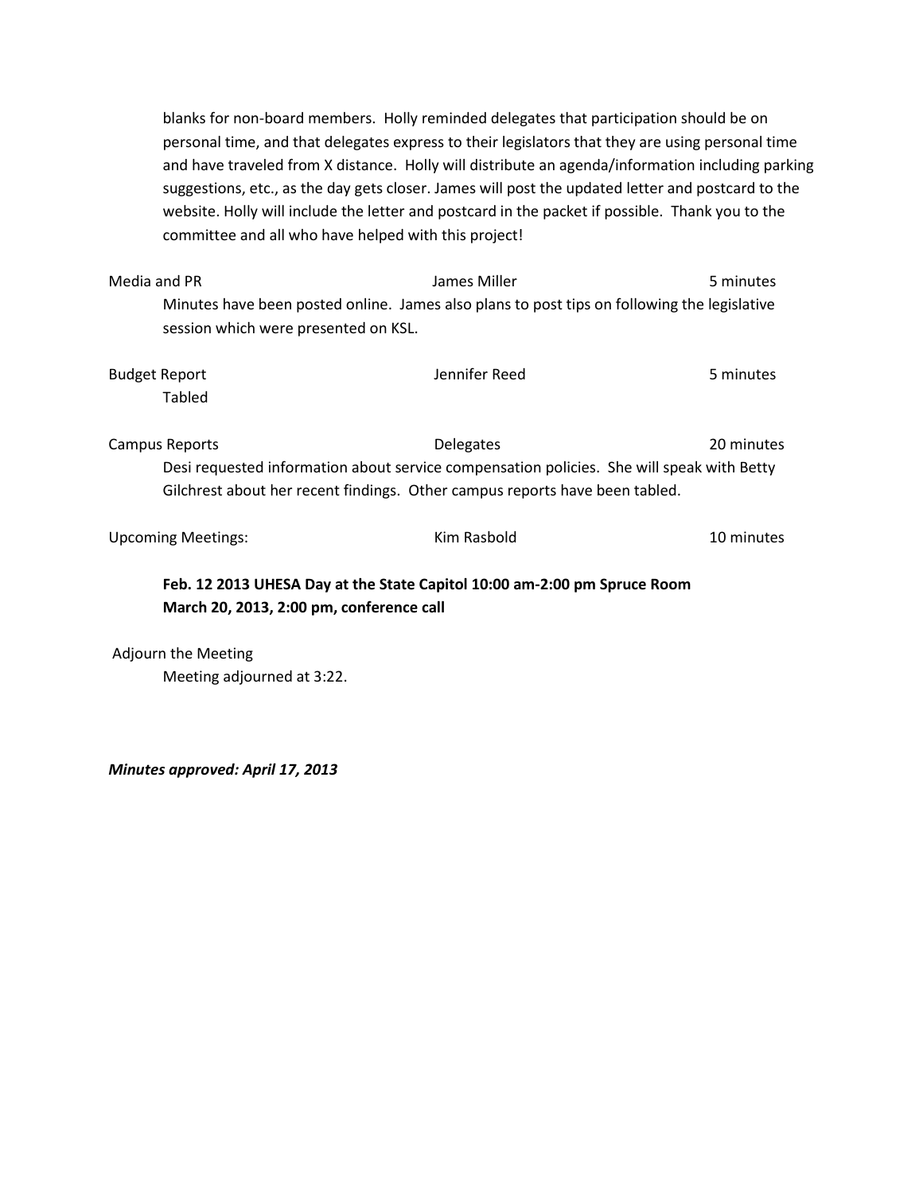blanks for non-board members. Holly reminded delegates that participation should be on personal time, and that delegates express to their legislators that they are using personal time and have traveled from X distance. Holly will distribute an agenda/information including parking suggestions, etc., as the day gets closer. James will post the updated letter and postcard to the website. Holly will include the letter and postcard in the packet if possible. Thank you to the committee and all who have helped with this project!

Media and PR — James Miller — 5 minutes

Minutes have been posted online. James also plans to post tips on following the legislative session which were presented on KSL.

Budget Report — Jennifer Reed — 5 minutes

Tabled

Campus Reports — Delegates — 20 minutes

Desi requested information about service compensation policies. She will speak with Betty Gilchrest about her recent findings. Other campus reports have been tabled.

Upcoming Meetings: — Kim Rasbold — 10 minutes

**Feb. 12 2013 UHESA Day at the State Capitol 10:00 am-2:00 pm Spruce Room**
**March 20, 2013, 2:00 pm, conference call**

Adjourn the Meeting

Meeting adjourned at 3:22.

***Minutes approved: April 17, 2013***